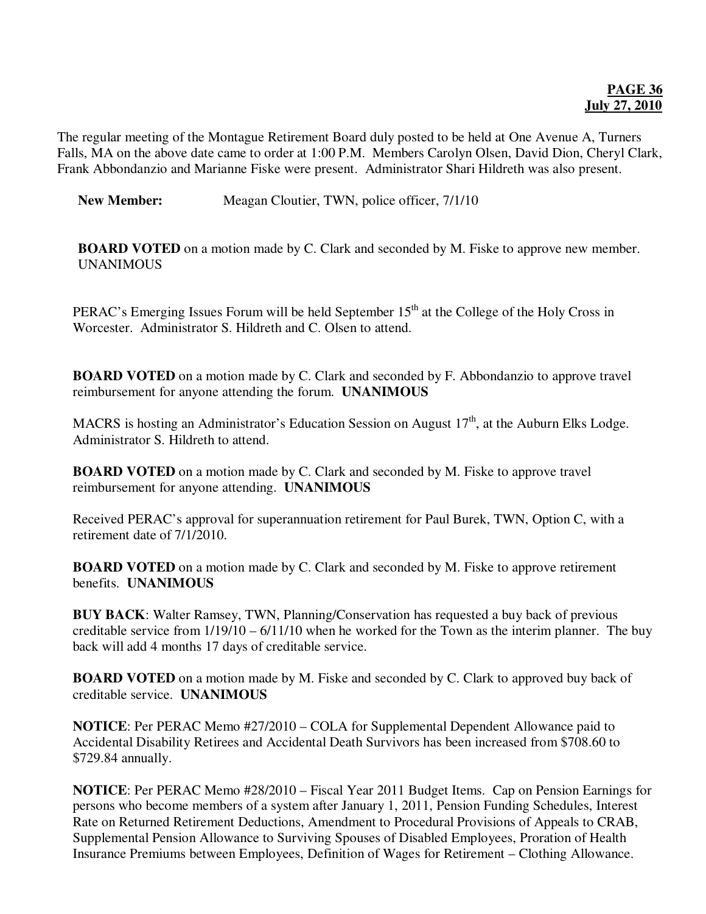The regular meeting of the Montague Retirement Board duly posted to be held at One Avenue A, Turners Falls, MA on the above date came to order at 1:00 P.M. Members Carolyn Olsen, David Dion, Cheryl Clark, Frank Abbondanzio and Marianne Fiske were present. Administrator Shari Hildreth was also present.

**New Member:** Meagan Cloutier, TWN, police officer, 7/1/10

**BOARD VOTED** on a motion made by C. Clark and seconded by M. Fiske to approve new member. UNANIMOUS

PERAC's Emerging Issues Forum will be held September 15th at the College of the Holy Cross in Worcester. Administrator S. Hildreth and C. Olsen to attend.

**BOARD VOTED** on a motion made by C. Clark and seconded by F. Abbondanzio to approve travel reimbursement for anyone attending the forum. **UNANIMOUS**

MACRS is hosting an Administrator's Education Session on August 17th, at the Auburn Elks Lodge. Administrator S. Hildreth to attend.

**BOARD VOTED** on a motion made by C. Clark and seconded by M. Fiske to approve travel reimbursement for anyone attending. **UNANIMOUS**

Received PERAC's approval for superannuation retirement for Paul Burek, TWN, Option C, with a retirement date of 7/1/2010.

**BOARD VOTED** on a motion made by C. Clark and seconded by M. Fiske to approve retirement benefits. **UNANIMOUS**

**BUY BACK**: Walter Ramsey, TWN, Planning/Conservation has requested a buy back of previous creditable service from 1/19/10 – 6/11/10 when he worked for the Town as the interim planner. The buy back will add 4 months 17 days of creditable service.

**BOARD VOTED** on a motion made by M. Fiske and seconded by C. Clark to approved buy back of creditable service. **UNANIMOUS**

**NOTICE**: Per PERAC Memo #27/2010 – COLA for Supplemental Dependent Allowance paid to Accidental Disability Retirees and Accidental Death Survivors has been increased from $708.60 to $729.84 annually.

**NOTICE**: Per PERAC Memo #28/2010 – Fiscal Year 2011 Budget Items. Cap on Pension Earnings for persons who become members of a system after January 1, 2011, Pension Funding Schedules, Interest Rate on Returned Retirement Deductions, Amendment to Procedural Provisions of Appeals to CRAB, Supplemental Pension Allowance to Surviving Spouses of Disabled Employees, Proration of Health Insurance Premiums between Employees, Definition of Wages for Retirement – Clothing Allowance.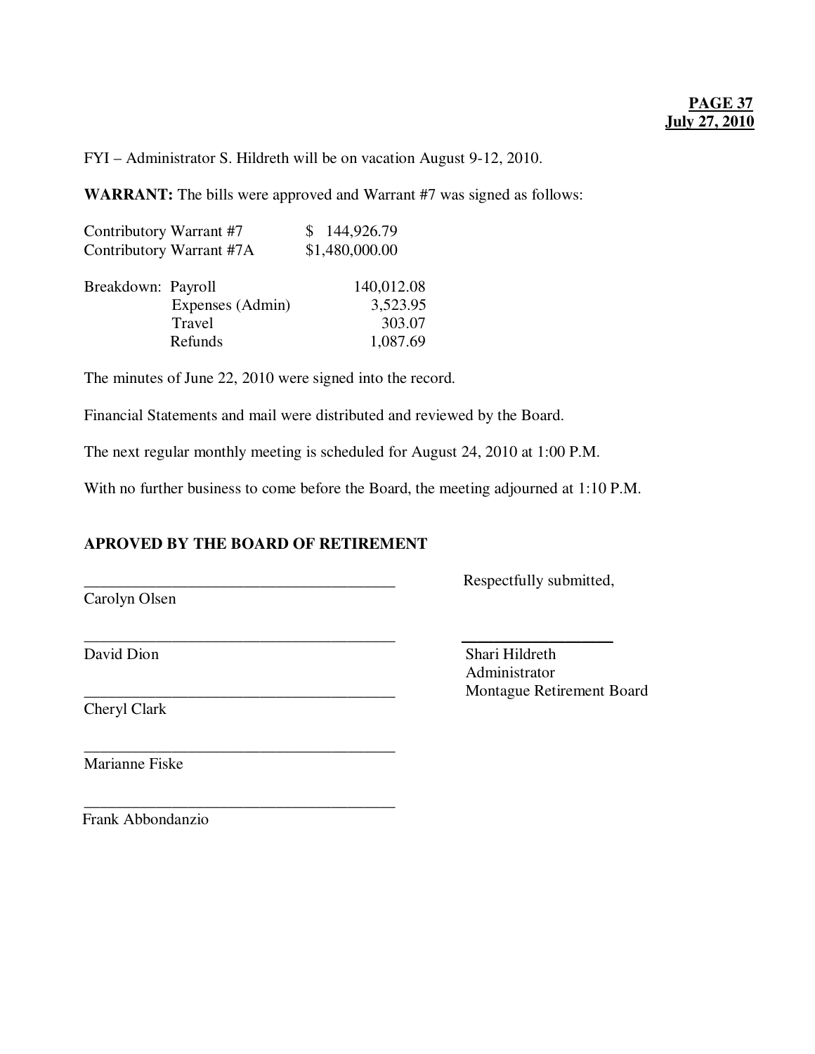FYI – Administrator S. Hildreth will be on vacation August 9-12, 2010.

**WARRANT:** The bills were approved and Warrant #7 was signed as follows:

| | |
|---|---|
| Contributory Warrant #7 | $ 144,926.79 |
| Contributory Warrant #7A | $1,480,000.00 |

| | | |
|---|---|---|
| Breakdown: | Payroll | 140,012.08 |
| | Expenses (Admin) | 3,523.95 |
| | Travel | 303.07 |
| | Refunds | 1,087.69 |

The minutes of June 22, 2010 were signed into the record.

Financial Statements and mail were distributed and reviewed by the Board.

The next regular monthly meeting is scheduled for August 24, 2010 at 1:00 P.M.

With no further business to come before the Board, the meeting adjourned at 1:10 P.M.

**APROVED BY THE BOARD OF RETIREMENT**

______________________________________
Carolyn Olsen

______________________________________
David Dion

______________________________________
Cheryl Clark

______________________________________
Marianne Fiske

______________________________________
Frank Abbondanzio

Respectfully submitted,

____________________
Shari Hildreth
Administrator
Montague Retirement Board